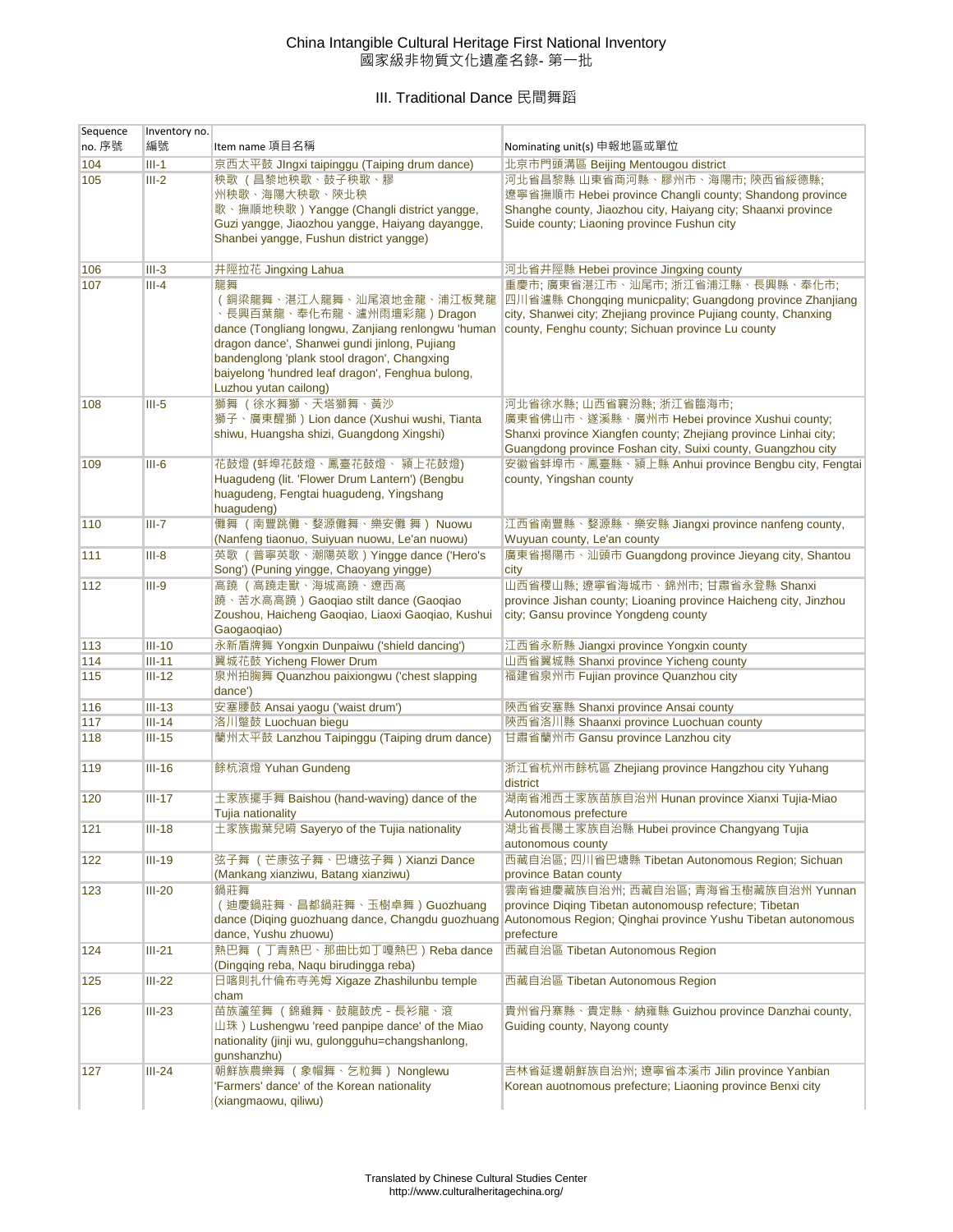# China Intangible Cultural Heritage First National Inventory
# 國家級非物質文化遺產名錄- 第一批

## III. Traditional Dance 民間舞蹈

| Sequence no. 序號 | Inventory no. 編號 | Item name 項目名稱 | Nominating unit(s) 申報地區或單位 |
|---|---|---|---|
| 104 | III-1 | 京西太平鼓 JIngxi taipinggu (Taiping drum dance) | 北京市門頭溝區 Beijing Mentougou district |
| 105 | III-2 | 秧歌（昌黎地秧歌、鼓子秧歌、膠州秧歌、海陽大秧歌、陝北秧歌、撫順地秧歌）Yangge (Changli district yangge, Guzi yangge, Jiaozhou yangge, Haiyang dayangge, Shanbei yangge, Fushun district yangge) | 河北省昌黎縣 山東省商河縣、膠州市、海陽市; 陝西省綏德縣; 遼寧省撫順市 Hebei province Changli county; Shandong province Shanghe county, Jiaozhou city, Haiyang city; Shaanxi province Suide county; Liaoning province Fushun city |
| 106 | III-3 | 井陘拉花 Jingxing Lahua | 河北省井陘縣 Hebei province Jingxing county |
| 107 | III-4 | 龍舞（銅梁龍舞、湛江人龍舞、汕尾滾地金龍、浦江板凳龍、長興百葉龍、奉化布龍、瀘州雨壇彩龍）Dragon dance (Tongliang longwu, Zanjiang renlongwu 'human dragon dance', Shanwei gundi jinlong, Pujiang bandenglong 'plank stool dragon', Changxing baiyelong 'hundred leaf dragon', Fenghua bulong, Luzhou yutan cailong) | 重慶市; 廣東省湛江市、汕尾市; 浙江省浦江縣、長興縣、奉化市; 四川省瀘縣 Chongqing municpality; Guangdong province Zhanjiang city, Shanwei city; Zhejiang province Pujiang county, Chanxing county, Fenghu county; Sichuan province Lu county |
| 108 | III-5 | 獅舞（徐水舞獅、天塔獅舞、黃沙獅子、廣東醒獅）Lion dance (Xushui wushi, Tianta shiwu, Huangsha shizi, Guangdong Xingshi) | 河北省徐水縣; 山西省襄汾縣; 浙江省臨海市; 廣東省佛山市、遂溪縣、廣州市 Hebei province Xushui county; Shanxi province Xiangfen county; Zhejiang province Linhai city; Guangdong province Foshan city, Suixi county, Guangzhou city |
| 109 | III-6 | 花鼓燈 (蚌埠花鼓燈、鳳臺花鼓燈、 潁上花鼓燈) Huagudeng (lit. 'Flower Drum Lantern') (Bengbu huagudeng, Fengtai huagudeng, Yingshang huagudeng) | 安徽省蚌埠市、鳳臺縣、潁上縣 Anhui province Bengbu city, Fengtai county, Yingshang county |
| 110 | III-7 | 儺舞（南豐跳儺、婺源儺舞、樂安儺 舞）Nuowu (Nanfeng tiaonuo, Suiyuan nuowu, Le'an nuowu) | 江西省南豐縣、婺源縣、樂安縣 Jiangxi province nanfeng county, Wuyuan county, Le'an county |
| 111 | III-8 | 英歌（普寧英歌、潮陽英歌）Yingge dance ('Hero's Song') (Puning yingge, Chaoyang yingge) | 廣東省揭陽市、汕頭市 Guangdong province Jieyang city, Shantou city |
| 112 | III-9 | 高蹺（高蹺走獸、海城高蹺、遼西高蹺、苦水高高蹺）Gaoqiao stilt dance (Gaoqiao Zoushou, Haicheng Gaoqiao, Liaoxi Gaoqiao, Kushui Gaogaoqiao) | 山西省稷山縣; 遼寧省海城市、錦州市; 甘肅省永登縣 Shanxi province Jishan county; Lioaning province Haicheng city, Jinzhou city; Gansu province Yongdeng county |
| 113 | III-10 | 永新盾牌舞 Yongxin Dunpaiwu ('shield dancing') | 江西省永新縣 Jiangxi province Yongxin county |
| 114 | III-11 | 翼城花鼓 Yicheng Flower Drum | 山西省翼城縣 Shanxi province Yicheng county |
| 115 | III-12 | 泉州拍胸舞 Quanzhou paixiongwu ('chest slapping dance') | 福建省泉州市 Fujian province Quanzhou city |
| 116 | III-13 | 安塞腰鼓 Ansai yaogu ('waist drum') | 陝西省安塞縣 Shanxi province Ansai county |
| 117 | III-14 | 洛川蹩鼓 Luochuan biegu | 陝西省洛川縣 Shaanxi province Luochuan county |
| 118 | III-15 | 蘭州太平鼓 Lanzhou Taipinggu (Taiping drum dance) | 甘肅省蘭州市 Gansu province Lanzhou city |
| 119 | III-16 | 餘杭滾燈 Yuhan Gundeng | 浙江省杭州市餘杭區 Zhejiang province Hangzhou city Yuhang district |
| 120 | III-17 | 土家族擺手舞 Baishou (hand-waving) dance of the Tujia nationality | 湖南省湘西土家族苗族自治州 Hunan province Xianxi Tujia-Miao Autonomous prefecture |
| 121 | III-18 | 土家族撒葉兒嗬 Sayeryo of the Tujia nationality | 湖北省長陽土家族自治縣 Hubei province Changyang Tujia autonomous county |
| 122 | III-19 | 弦子舞（芒康弦子舞、巴塘弦子舞）Xianzi Dance (Mankang xianziwu, Batang xianziwu) | 西藏自治區; 四川省巴塘縣 Tibetan Autonomous Region; Sichuan province Batan county |
| 123 | III-20 | 鍋莊舞（迪慶鍋莊舞、昌都鍋莊舞、玉樹卓舞）Guozhuang dance (Diqing guozhuang dance, Changdu guozhuang dance, Yushu zhuowu) | 雲南省迪慶藏族自治州; 西藏自治區; 青海省玉樹藏族自治州 Yunnan province Diqing Tibetan autonomousp refecture; Tibetan Autonomous Region; Qinghai province Yushu Tibetan autonomous prefecture |
| 124 | III-21 | 熱巴舞（丁青熱巴、那曲比如丁嘎熱巴）Reba dance (Dingqing reba, Naqu birudingga reba) | 西藏自治區 Tibetan Autonomous Region |
| 125 | III-22 | 日喀則扎什倫布寺羌姆 Xigaze Zhashilunbu temple cham | 西藏自治區 Tibetan Autonomous Region |
| 126 | III-23 | 苗族蘆笙舞（錦雞舞、鼓龍鼓虎 - 長衫龍、滾山珠）Lushengwu 'reed panpipe dance' of the Miao nationality (jinji wu, gulongguhu=changshanlong, gunshanzhu) | 貴州省丹寨縣、貴定縣、納雍縣 Guizhou province Danzhai county, Guiding county, Nayong county |
| 127 | III-24 | 朝鮮族農樂舞（象帽舞、乞粒舞）Nonglewu 'Farmers' dance' of the Korean nationality (xiangmaowu, qiliwu) | 吉林省延邊朝鮮族自治州; 遼寧省本溪市 Jilin province Yanbian Korean auotnomous prefecture; Liaoning province Benxi city |

Translated by Chinese Cultural Studies Center
http://www.culturalheritagechina.org/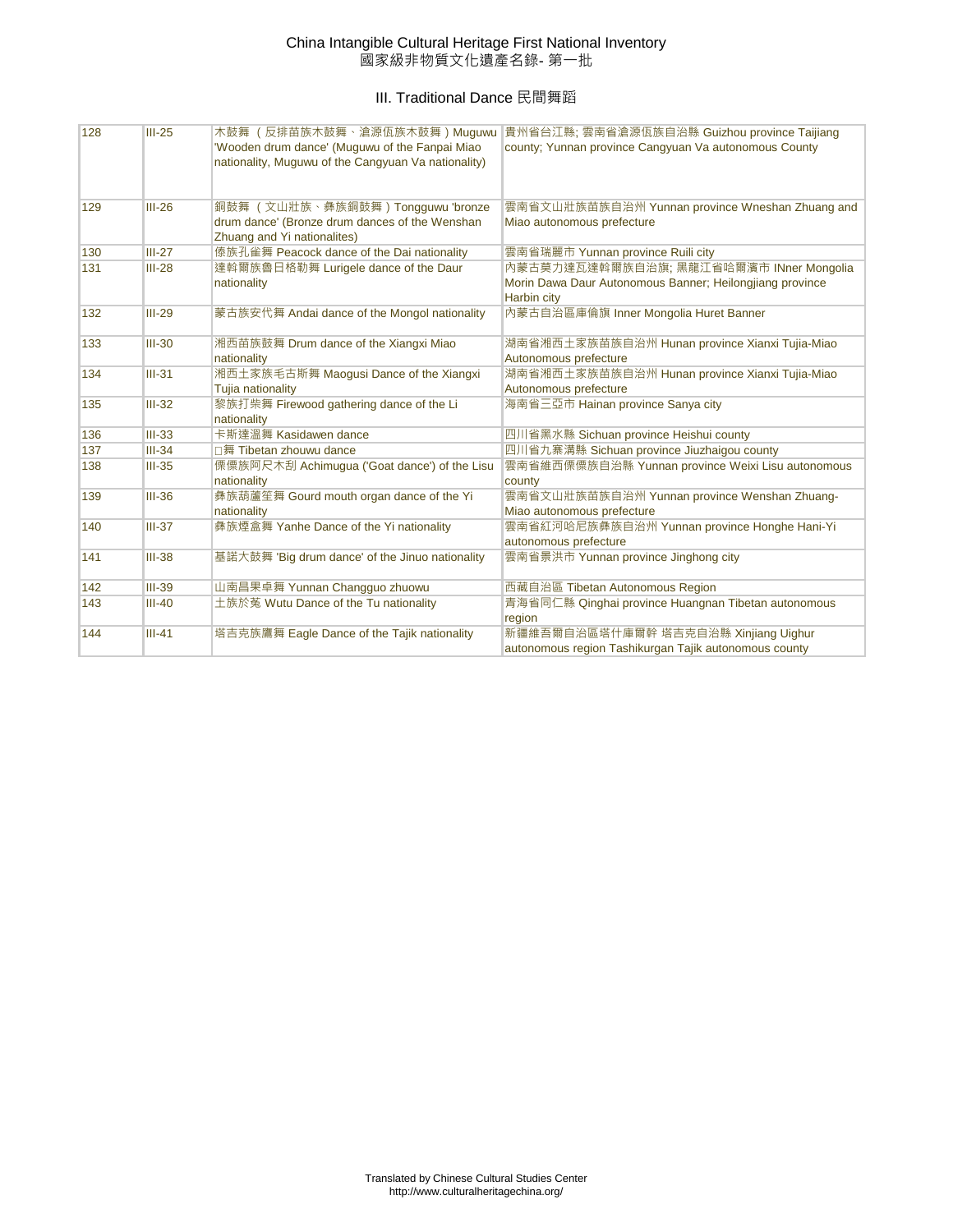China Intangible Cultural Heritage First National Inventory
國家級非物質文化遺產名錄- 第一批

## III. Traditional Dance 民間舞蹈

| | | | |
|---|---|---|---|
| 128 | III-25 | 木鼓舞（反排苗族木鼓舞、滄源佤族木鼓舞）Muguwu 'Wooden drum dance' (Muguwu of the Fanpai Miao nationality, Muguwu of the Cangyuan Va nationality) | 貴州省台江縣; 雲南省滄源佤族自治縣 Guizhou province Taijiang county; Yunnan province Cangyuan Va autonomous County |
| 129 | III-26 | 銅鼓舞（文山壯族、彝族銅鼓舞）Tongguwu 'bronze drum dance' (Bronze drum dances of the Wenshan Zhuang and Yi nationalites) | 雲南省文山壯族苗族自治州 Yunnan province Wneshan Zhuang and Miao autonomous prefecture |
| 130 | III-27 | 傣族孔雀舞 Peacock dance of the Dai nationality | 雲南省瑞麗市 Yunnan province Ruili city |
| 131 | III-28 | 達斡爾族魯日格勒舞 Lurigele dance of the Daur nationality | 內蒙古莫力達瓦達斡爾族自治旗; 黑龍江省哈爾濱市 INner Mongolia Morin Dawa Daur Autonomous Banner; Heilongjiang province Harbin city |
| 132 | III-29 | 蒙古族安代舞 Andai dance of the Mongol nationality | 內蒙古自治區庫倫旗 Inner Mongolia Huret Banner |
| 133 | III-30 | 湘西苗族鼓舞 Drum dance of the Xiangxi Miao nationality | 湖南省湘西土家族苗族自治州 Hunan province Xianxi Tujia-Miao Autonomous prefecture |
| 134 | III-31 | 湘西土家族毛古斯舞 Maogusi Dance of the Xiangxi Tujia nationality | 湖南省湘西土家族苗族自治州 Hunan province Xianxi Tujia-Miao Autonomous prefecture |
| 135 | III-32 | 黎族打柴舞 Firewood gathering dance of the Li nationality | 海南省三亞市 Hainan province Sanya city |
| 136 | III-33 | 卡斯達溫舞 Kasidawen dance | 四川省黑水縣 Sichuan province Heishui county |
| 137 | III-34 | □舞 Tibetan zhouwu dance | 四川省九寨溝縣 Sichuan province Jiuzhaigou county |
| 138 | III-35 | 傈僳族阿尺木刮 Achimugua ('Goat dance') of the Lisu nationality | 雲南省維西傈僳族自治縣 Yunnan province Weixi Lisu autonomous county |
| 139 | III-36 | 彝族葫蘆笙舞 Gourd mouth organ dance of the Yi nationality | 雲南省文山壯族苗族自治州 Yunnan province Wenshan Zhuang-Miao autonomous prefecture |
| 140 | III-37 | 彝族煙盒舞 Yanhe Dance of the Yi nationality | 雲南省紅河哈尼族彝族自治州 Yunnan province Honghe Hani-Yi autonomous prefecture |
| 141 | III-38 | 基諾大鼓舞 'Big drum dance' of the Jinuo nationality | 雲南省景洪市 Yunnan province Jinghong city |
| 142 | III-39 | 山南昌果卓舞 Yunnan Changguo zhuowu | 西藏自治區 Tibetan Autonomous Region |
| 143 | III-40 | 土族於菟 Wutu Dance of the Tu nationality | 青海省同仁縣 Qinghai province Huangnan Tibetan autonomous region |
| 144 | III-41 | 塔吉克族鷹舞 Eagle Dance of the Tajik nationality | 新疆維吾爾自治區塔什庫爾幹 塔吉克自治縣 Xinjiang Uighur autonomous region Tashikurgan Tajik autonomous county |

Translated by Chinese Cultural Studies Center
http://www.culturalheritagechina.org/